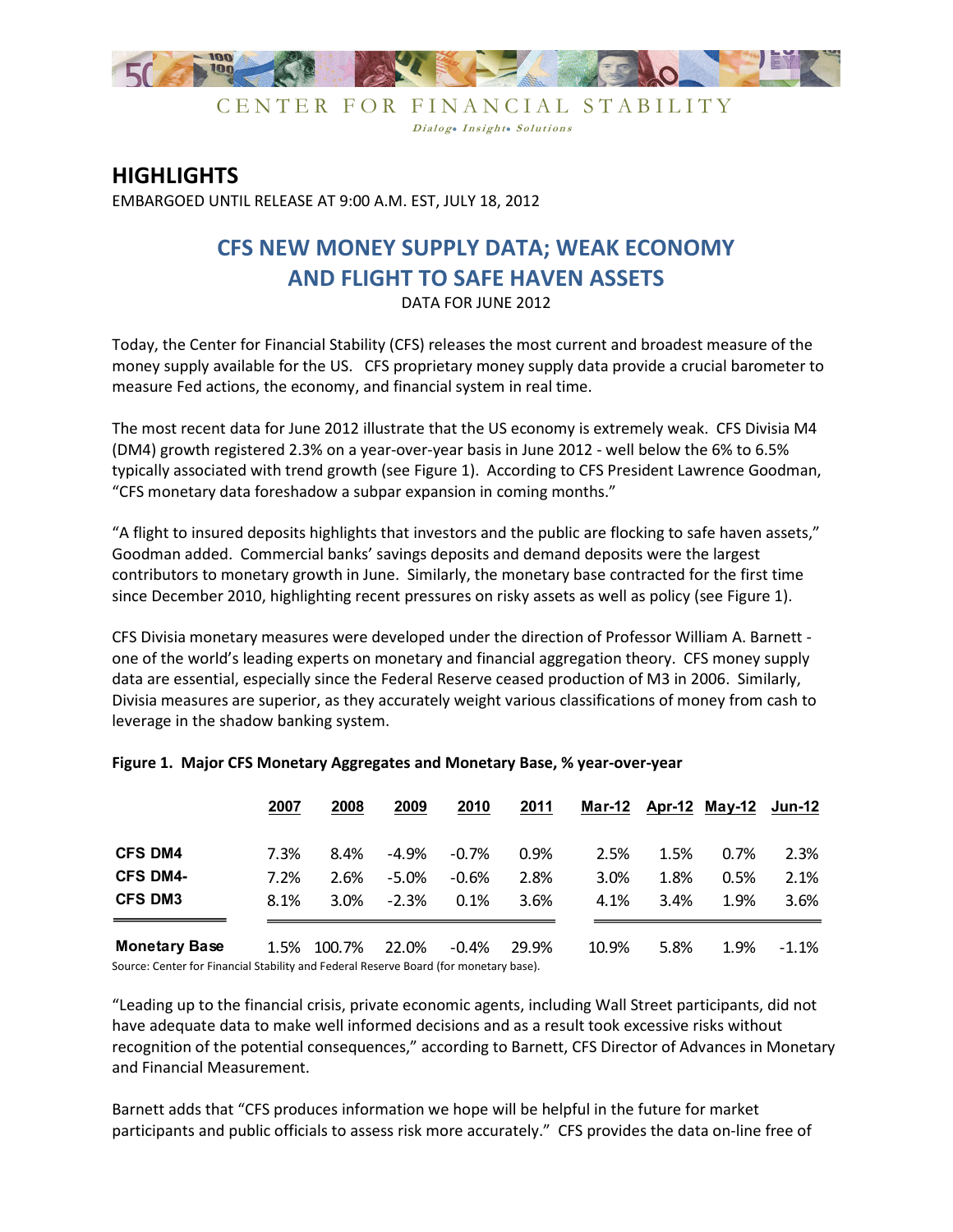CENTER FOR FINANCIAL STABILITY

*Dialog• Insight• Solutions*

# HIGHLIGHTS

EMBARGOED UNTIL RELEASE AT 9:00 A.M. EST, JULY 18, 2012

## CFS NEW MONEY SUPPLY DATA; WEAK ECONOMY AND FLIGHT TO SAFE HAVEN ASSETS

DATA FOR JUNE 2012

Today, the Center for Financial Stability (CFS) releases the most current and broadest measure of the money supply available for the US. CFS proprietary money supply data provide a crucial barometer to measure Fed actions, the economy, and financial system in real time.

The most recent data for June 2012 illustrate that the US economy is extremely weak. CFS Divisia M4 (DM4) growth registered 2.3% on a year-over-year basis in June 2012 - well below the 6% to 6.5% typically associated with trend growth (see Figure 1). According to CFS President Lawrence Goodman, "CFS monetary data foreshadow a subpar expansion in coming months."

"A flight to insured deposits highlights that investors and the public are flocking to safe haven assets," Goodman added. Commercial banks' savings deposits and demand deposits were the largest contributors to monetary growth in June. Similarly, the monetary base contracted for the first time since December 2010, highlighting recent pressures on risky assets as well as policy (see Figure 1).

CFS Divisia monetary measures were developed under the direction of Professor William A. Barnett - one of the world's leading experts on monetary and financial aggregation theory. CFS money supply data are essential, especially since the Federal Reserve ceased production of M3 in 2006. Similarly, Divisia measures are superior, as they accurately weight various classifications of money from cash to leverage in the shadow banking system.

**Figure 1. Major CFS Monetary Aggregates and Monetary Base, % year-over-year**

| | 2007 | 2008 | 2009 | 2010 | 2011 | Mar-12 | Apr-12 | May-12 | Jun-12 |
|---|---|---|---|---|---|---|---|---|---|
| **CFS DM4** | 7.3% | 8.4% | -4.9% | -0.7% | 0.9% | 2.5% | 1.5% | 0.7% | 2.3% |
| **CFS DM4-** | 7.2% | 2.6% | -5.0% | -0.6% | 2.8% | 3.0% | 1.8% | 0.5% | 2.1% |
| **CFS DM3** | 8.1% | 3.0% | -2.3% | 0.1% | 3.6% | 4.1% | 3.4% | 1.9% | 3.6% |
| **Monetary Base** | 1.5% | 100.7% | 22.0% | -0.4% | 29.9% | 10.9% | 5.8% | 1.9% | -1.1% |

Source: Center for Financial Stability and Federal Reserve Board (for monetary base).

"Leading up to the financial crisis, private economic agents, including Wall Street participants, did not have adequate data to make well informed decisions and as a result took excessive risks without recognition of the potential consequences," according to Barnett, CFS Director of Advances in Monetary and Financial Measurement.

Barnett adds that "CFS produces information we hope will be helpful in the future for market participants and public officials to assess risk more accurately." CFS provides the data on-line free of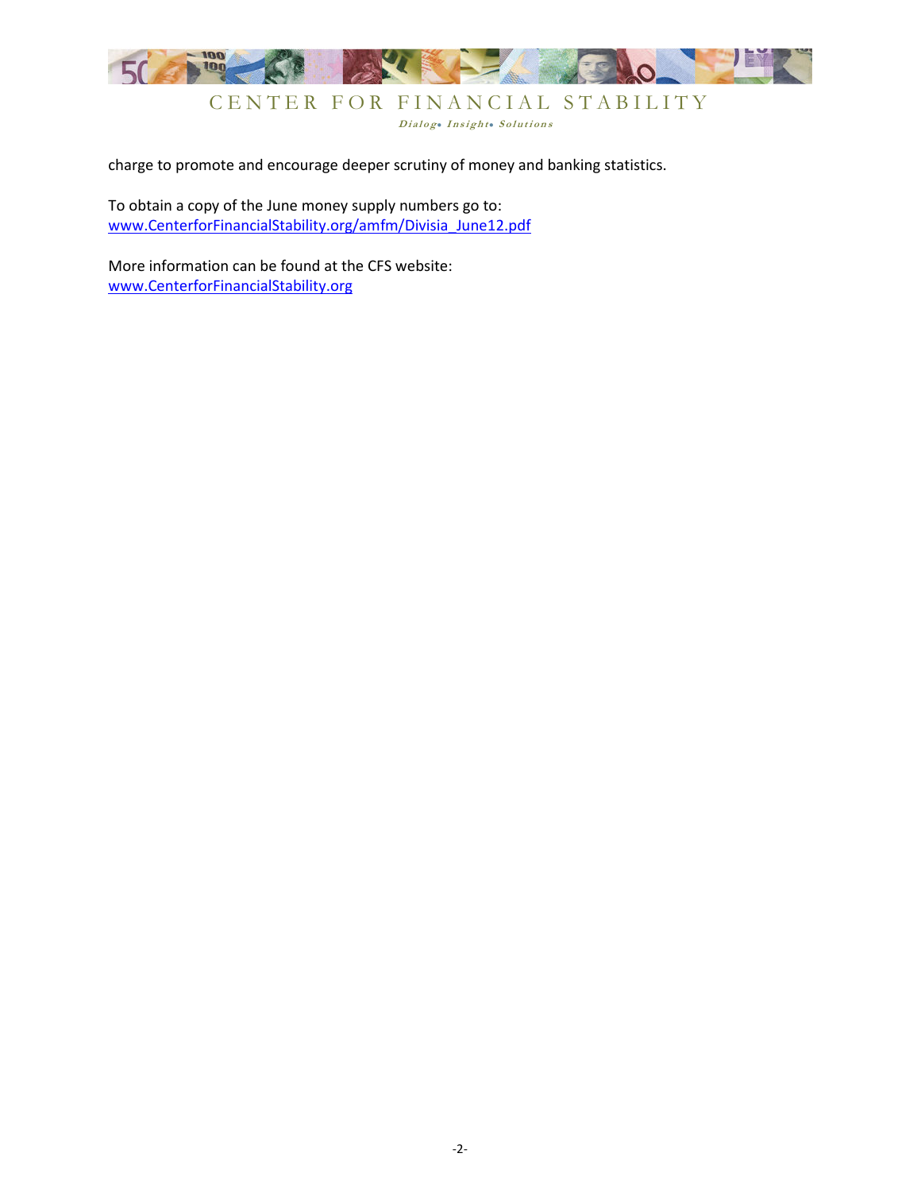charge to promote and encourage deeper scrutiny of money and banking statistics.

To obtain a copy of the June money supply numbers go to:
www.CenterforFinancialStability.org/amfm/Divisia_June12.pdf

More information can be found at the CFS website:
www.CenterforFinancialStability.org